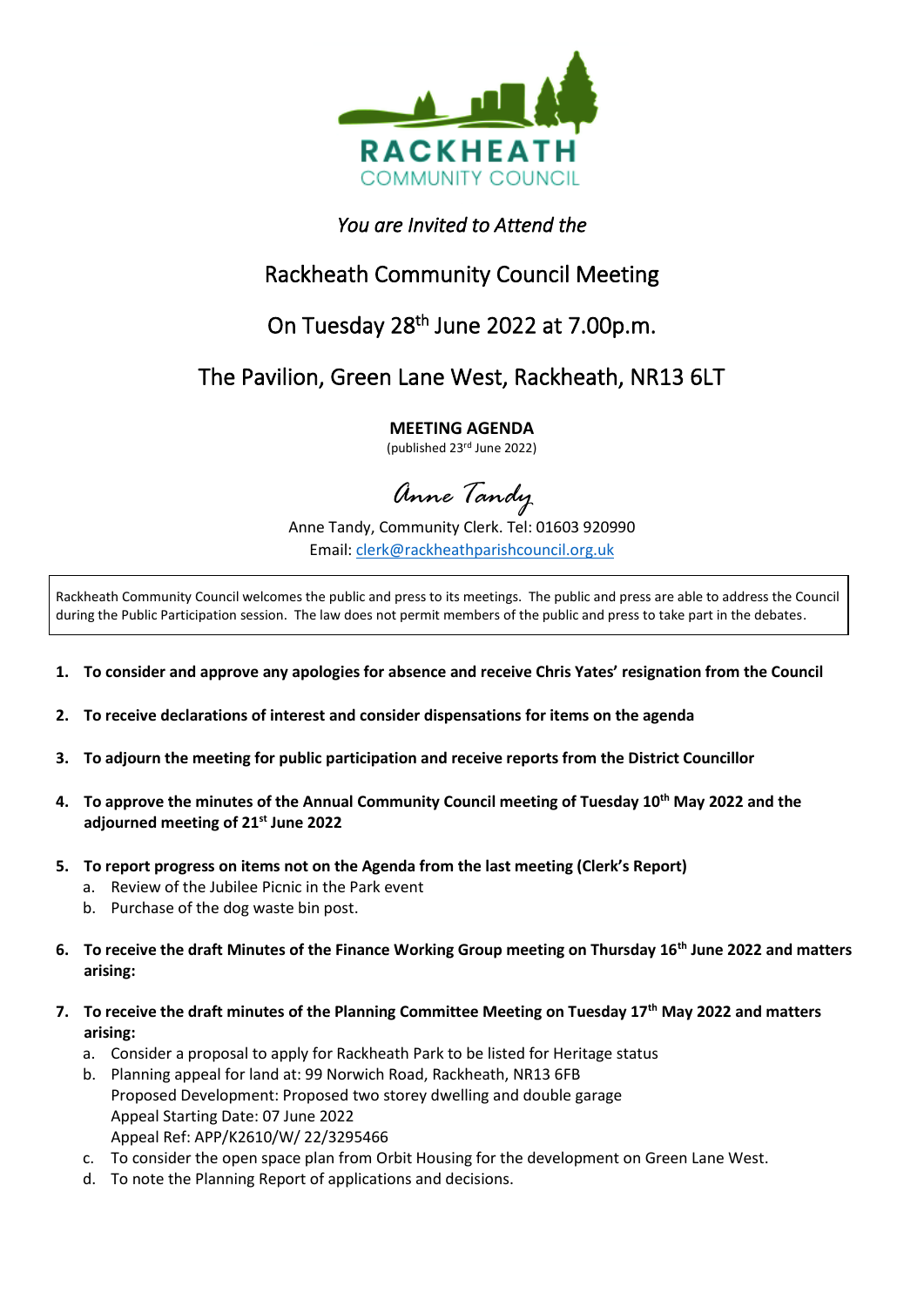RACKHEATH
COMMUNITY COUNCIL

*You are Invited to Attend the*

## Rackheath Community Council Meeting

## On Tuesday 28th June 2022 at 7.00p.m.

## The Pavilion, Green Lane West, Rackheath, NR13 6LT

**MEETING AGENDA**

(published 23rd June 2022)

*Anne Tandy*

Anne Tandy, Community Clerk. Tel: 01603 920990
Email: clerk@rackheathparishcouncil.org.uk

Rackheath Community Council welcomes the public and press to its meetings. The public and press are able to address the Council during the Public Participation session. The law does not permit members of the public and press to take part in the debates.

1. **To consider and approve any apologies for absence and receive Chris Yates' resignation from the Council**

2. **To receive declarations of interest and consider dispensations for items on the agenda**

3. **To adjourn the meeting for public participation and receive reports from the District Councillor**

4. **To approve the minutes of the Annual Community Council meeting of Tuesday 10th May 2022 and the adjourned meeting of 21st June 2022**

5. **To report progress on items not on the Agenda from the last meeting (Clerk's Report)**
   a. Review of the Jubilee Picnic in the Park event
   b. Purchase of the dog waste bin post.

6. **To receive the draft Minutes of the Finance Working Group meeting on Thursday 16th June 2022 and matters arising:**

7. **To receive the draft minutes of the Planning Committee Meeting on Tuesday 17th May 2022 and matters arising:**
   a. Consider a proposal to apply for Rackheath Park to be listed for Heritage status
   b. Planning appeal for land at: 99 Norwich Road, Rackheath, NR13 6FB
      Proposed Development: Proposed two storey dwelling and double garage
      Appeal Starting Date: 07 June 2022
      Appeal Ref: APP/K2610/W/ 22/3295466
   c. To consider the open space plan from Orbit Housing for the development on Green Lane West.
   d. To note the Planning Report of applications and decisions.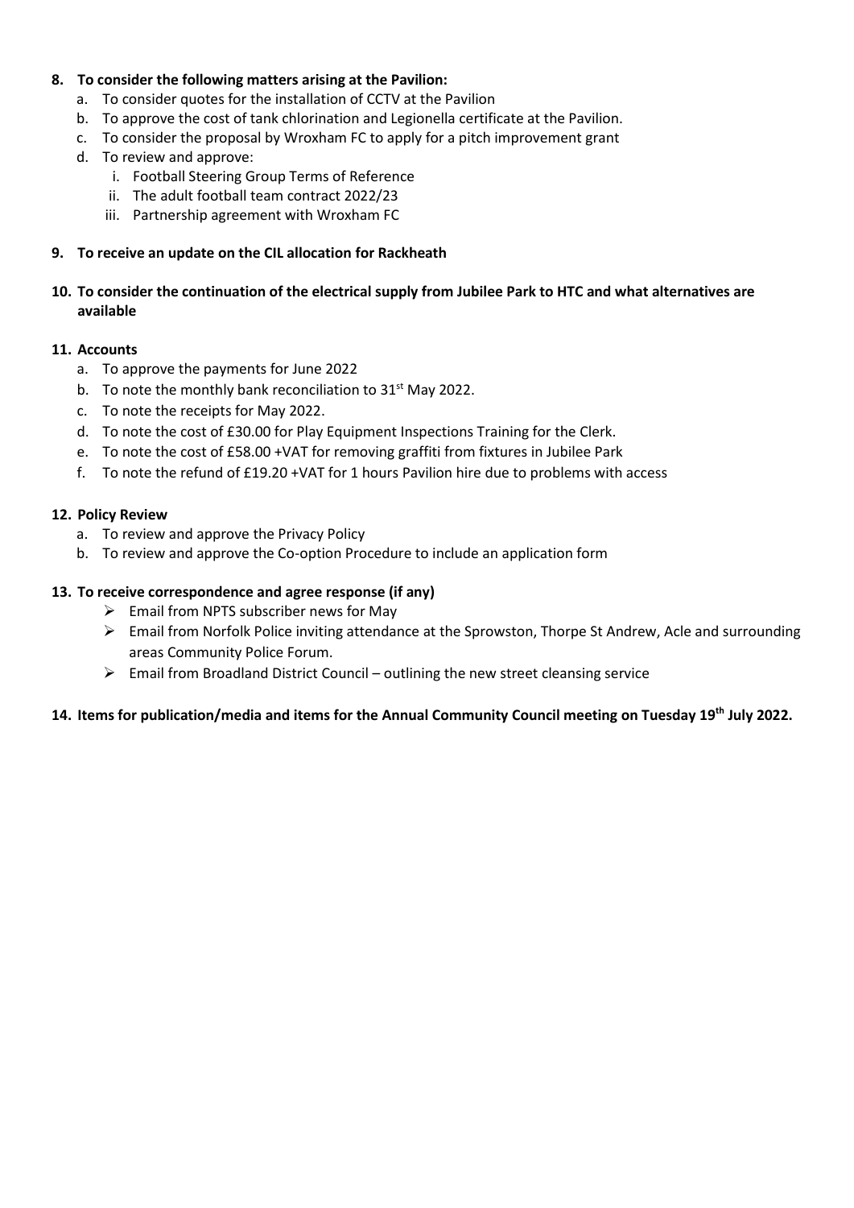**8. To consider the following matters arising at the Pavilion:**

   a. To consider quotes for the installation of CCTV at the Pavilion
   b. To approve the cost of tank chlorination and Legionella certificate at the Pavilion.
   c. To consider the proposal by Wroxham FC to apply for a pitch improvement grant
   d. To review and approve:
      i. Football Steering Group Terms of Reference
      ii. The adult football team contract 2022/23
      iii. Partnership agreement with Wroxham FC

**9. To receive an update on the CIL allocation for Rackheath**

**10. To consider the continuation of the electrical supply from Jubilee Park to HTC and what alternatives are available**

**11. Accounts**

   a. To approve the payments for June 2022
   b. To note the monthly bank reconciliation to 31st May 2022.
   c. To note the receipts for May 2022.
   d. To note the cost of £30.00 for Play Equipment Inspections Training for the Clerk.
   e. To note the cost of £58.00 +VAT for removing graffiti from fixtures in Jubilee Park
   f. To note the refund of £19.20 +VAT for 1 hours Pavilion hire due to problems with access

**12. Policy Review**

   a. To review and approve the Privacy Policy
   b. To review and approve the Co-option Procedure to include an application form

**13. To receive correspondence and agree response (if any)**

   - Email from NPTS subscriber news for May
   - Email from Norfolk Police inviting attendance at the Sprowston, Thorpe St Andrew, Acle and surrounding areas Community Police Forum.
   - Email from Broadland District Council – outlining the new street cleansing service

**14. Items for publication/media and items for the Annual Community Council meeting on Tuesday 19th July 2022.**